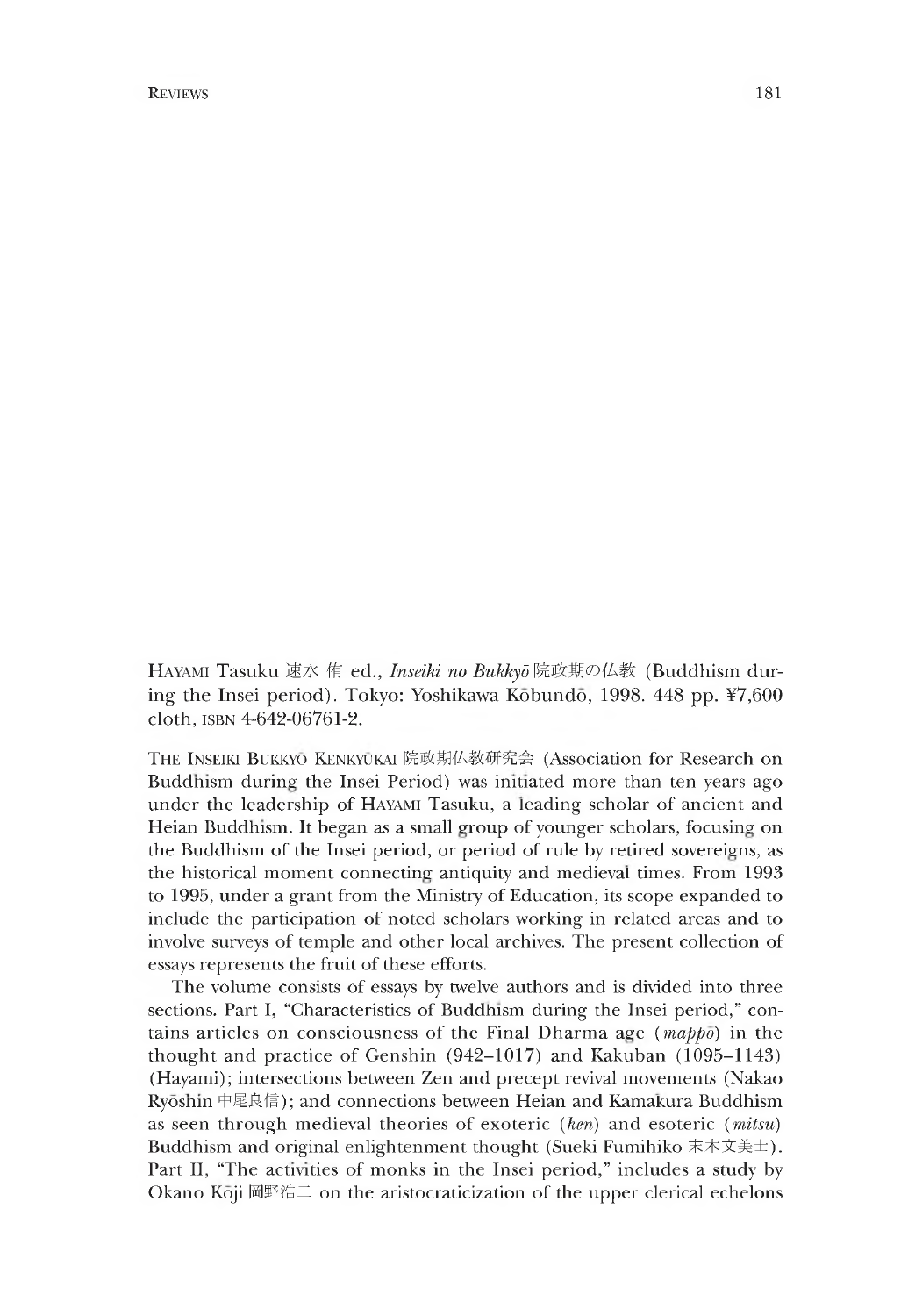HAYAMI Tasuku 速水 侑 ed., *Inseiki no Bukkyō* 院政期の仏教 (Buddhism during the Insei period). Tokyo: Yoshikawa Kōbundō, 1998. 448 pp. ¥7,600 cloth, ISBN 4-642-06761-2.

THE INSEIKI BUKKYŌ KENKYŪKAI 院政期仏教研究会 (Association for Research on Buddhism during the Insei Period) was initiated more than ten years ago under the leadership of HAYAMI Tasuku, a leading scholar of ancient and Heian Buddhism. It began as a small group of younger scholars, focusing on the Buddhism of the Insei period, or period of rule by retired sovereigns, as the historical moment connecting antiquity and medieval times. From 1993 to 1995, under a grant from the Ministry of Education, its scope expanded to include the participation of noted scholars working in related areas and to involve surveys of temple and other local archives. The present collection of essays represents the fruit of these efforts.

The volume consists of essays by twelve authors and is divided into three sections. Part I, "Characteristics of Buddhism during the Insei period," contains articles on consciousness of the Final Dharma age (*mappō*) in the thought and practice of Genshin (942–1017) and Kakuban (1095–1143) (Hayami); intersections between Zen and precept revival movements (Nakao Ryōshin 中尾良信); and connections between Heian and Kamakura Buddhism as seen through medieval theories of exoteric (*ken*) and esoteric (*mitsu*) Buddhism and original enlightenment thought (Sueki Fumihiko 末木文美士). Part II, "The activities of monks in the Insei period," includes a study by Okano Kōji 岡野浩二 on the aristocraticization of the upper clerical echelons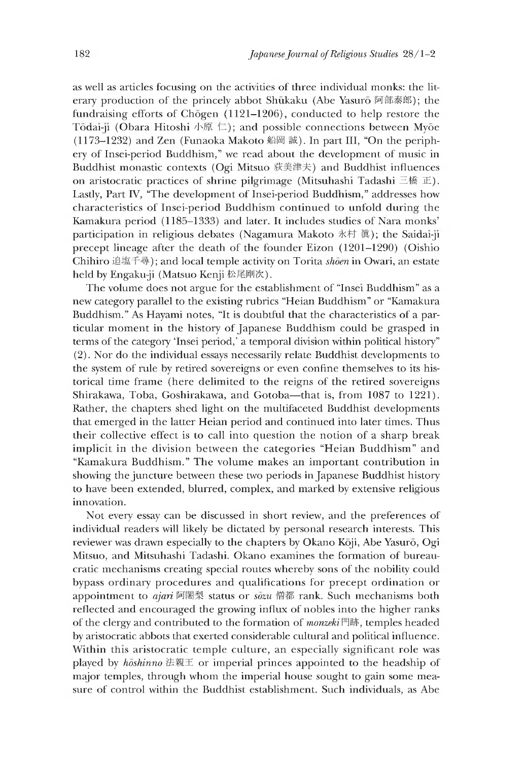as well as articles focusing on the activities of three individual monks: the literary production of the princely abbot Shukaku (Abe Yasurō 阿部泰郎); the fundraising efforts of Chōgen (1121–1206), conducted to help restore the Tōdai-ji (Obara Hitoshi 小原 仁); and possible connections between Myōe (1173–1232) and Zen (Funaoka Makoto 船岡 誠). In part III, "On the periphery of Insei-period Buddhism," we read about the development of music in Buddhist monastic contexts (Ogi Mitsuo 荻美津夫) and Buddhist influences on aristocratic practices of shrine pilgrimage (Mitsuhashi Tadashi 三橋 正). Lastly, Part IV, "The development of Insei-period Buddhism," addresses how characteristics of Insei-period Buddhism continued to unfold during the Kamakura period (1185–1333) and later. It includes studies of Nara monks' participation in religious debates (Nagamura Makoto 永村 眞); the Saidai-ji precept lineage after the death of the founder Eizon (1201–1290) (Oishio Chihiro 追塩千尋); and local temple activity on Torita *shōen* in Owari, an estate held by Engaku-ji (Matsuo Kenji 松尾剛次).

The volume does not argue for the establishment of "Insei Buddhism" as a new category parallel to the existing rubrics "Heian Buddhism" or "Kamakura Buddhism." As Hayami notes, "It is doubtful that the characteristics of a particular moment in the history of Japanese Buddhism could be grasped in terms of the category 'Insei period,' a temporal division within political history" (2). Nor do the individual essays necessarily relate Buddhist developments to the system of rule by retired sovereigns or even confine themselves to its historical time frame (here delimited to the reigns of the retired sovereigns Shirakawa, Toba, Goshirakawa, and Gotoba—that is, from 1087 to 1221). Rather, the chapters shed light on the multifaceted Buddhist developments that emerged in the latter Heian period and continued into later times. Thus their collective effect is to call into question the notion of a sharp break implicit in the division between the categories "Heian Buddhism" and "Kamakura Buddhism." The volume makes an important contribution in showing the juncture between these two periods in Japanese Buddhist history to have been extended, blurred, complex, and marked by extensive religious innovation.

Not every essay can be discussed in short review, and the preferences of individual readers will likely be dictated by personal research interests. This reviewer was drawn especially to the chapters by Okano Kōji, Abe Yasurō, Ogi Mitsuo, and Mitsuhashi Tadashi. Okano examines the formation of bureaucratic mechanisms creating special routes whereby sons of the nobility could bypass ordinary procedures and qualifications for precept ordination or appointment to *ajari* 阿闍梨 status or *sōzu* 僧都 rank. Such mechanisms both reflected and encouraged the growing influx of nobles into the higher ranks of the clergy and contributed to the formation of *monzeki* 門跡, temples headed by aristocratic abbots that exerted considerable cultural and political influence. Within this aristocratic temple culture, an especially significant role was played by *hōshinno* 法親王 or imperial princes appointed to the headship of major temples, through whom the imperial house sought to gain some measure of control within the Buddhist establishment. Such individuals, as Abe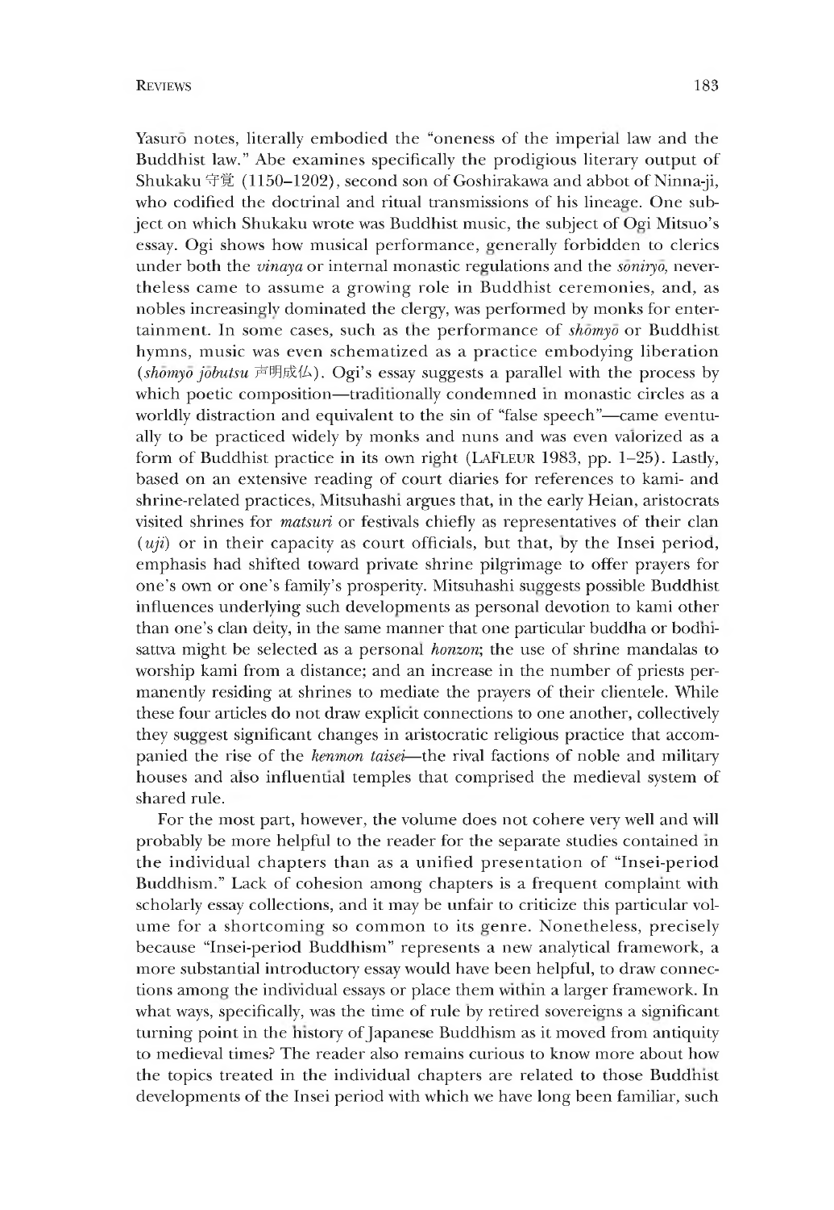Yasurō notes, literally embodied the "oneness of the imperial law and the Buddhist law." Abe examines specifically the prodigious literary output of Shukaku 守覚 (1150–1202), second son of Goshirakawa and abbot of Ninna-ji, who codified the doctrinal and ritual transmissions of his lineage. One subject on which Shukaku wrote was Buddhist music, the subject of Ogi Mitsuo's essay. Ogi shows how musical performance, generally forbidden to clerics under both the *vinaya* or internal monastic regulations and the *sōniryō*, nevertheless came to assume a growing role in Buddhist ceremonies, and, as nobles increasingly dominated the clergy, was performed by monks for entertainment. In some cases, such as the performance of *shōmyō* or Buddhist hymns, music was even schematized as a practice embodying liberation (*shōmyō jōbutsu* 声明成仏). Ogi's essay suggests a parallel with the process by which poetic composition—traditionally condemned in monastic circles as a worldly distraction and equivalent to the sin of "false speech"—came eventually to be practiced widely by monks and nuns and was even valorized as a form of Buddhist practice in its own right (LaFleur 1983, pp. 1–25). Lastly, based on an extensive reading of court diaries for references to kami- and shrine-related practices, Mitsuhashi argues that, in the early Heian, aristocrats visited shrines for *matsuri* or festivals chiefly as representatives of their clan (*uji*) or in their capacity as court officials, but that, by the Insei period, emphasis had shifted toward private shrine pilgrimage to offer prayers for one's own or one's family's prosperity. Mitsuhashi suggests possible Buddhist influences underlying such developments as personal devotion to kami other than one's clan deity, in the same manner that one particular buddha or bodhisattva might be selected as a personal *honzon*; the use of shrine mandalas to worship kami from a distance; and an increase in the number of priests permanently residing at shrines to mediate the prayers of their clientele. While these four articles do not draw explicit connections to one another, collectively they suggest significant changes in aristocratic religious practice that accompanied the rise of the *kenmon taisei*—the rival factions of noble and military houses and also influential temples that comprised the medieval system of shared rule.

For the most part, however, the volume does not cohere very well and will probably be more helpful to the reader for the separate studies contained in the individual chapters than as a unified presentation of "Insei-period Buddhism." Lack of cohesion among chapters is a frequent complaint with scholarly essay collections, and it may be unfair to criticize this particular volume for a shortcoming so common to its genre. Nonetheless, precisely because "Insei-period Buddhism" represents a new analytical framework, a more substantial introductory essay would have been helpful, to draw connections among the individual essays or place them within a larger framework. In what ways, specifically, was the time of rule by retired sovereigns a significant turning point in the history of Japanese Buddhism as it moved from antiquity to medieval times? The reader also remains curious to know more about how the topics treated in the individual chapters are related to those Buddhist developments of the Insei period with which we have long been familiar, such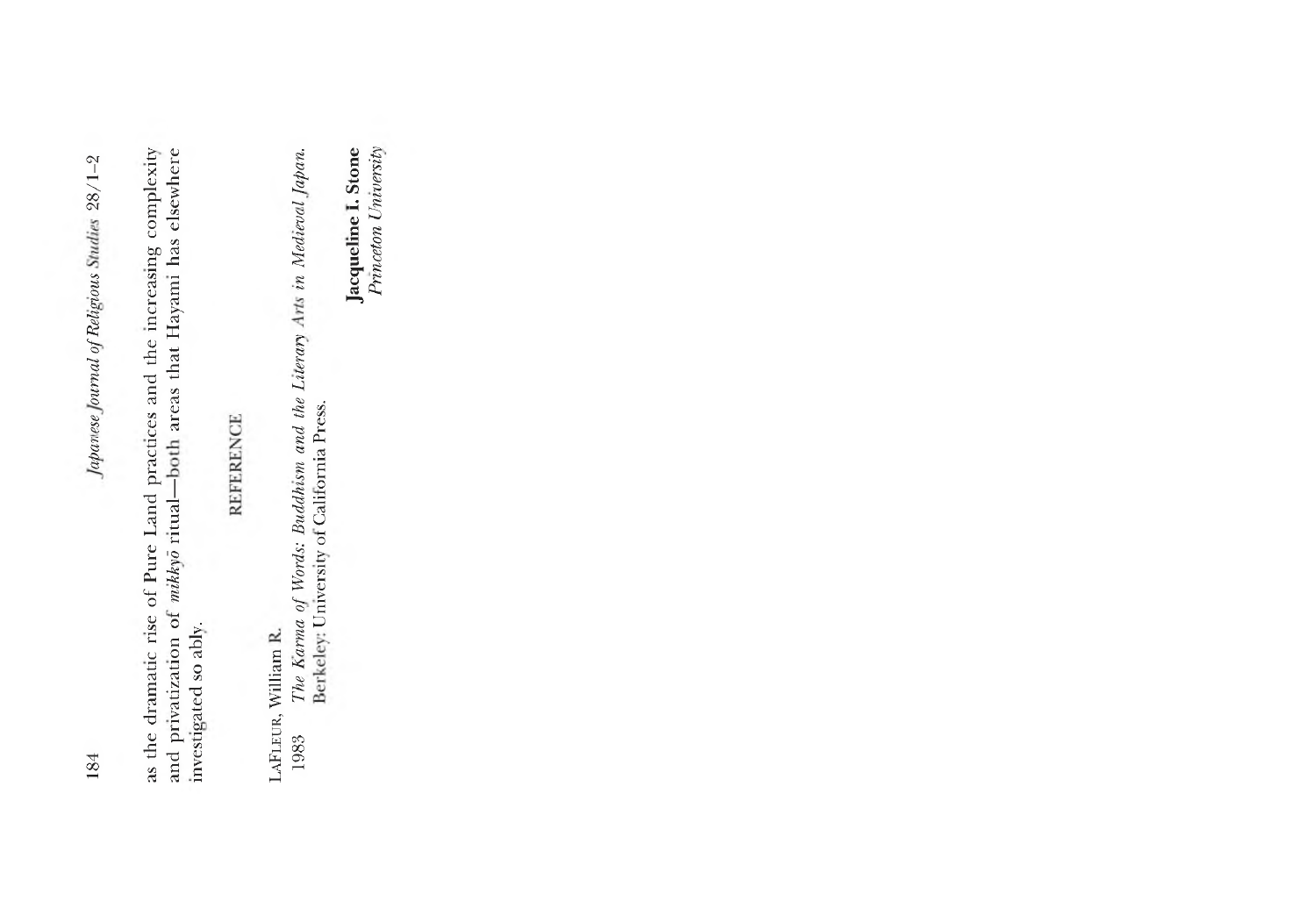as the dramatic rise of Pure Land practices and the increasing complexity and privatization of *mikkyō* ritual—both areas that Hayami has elsewhere investigated so ably.

## REFERENCE

LaFleur, William R.

1983 *The Karma of Words: Buddhism and the Literary Arts in Medieval Japan.* Berkeley: University of California Press.

**Jacqueline I. Stone**
*Princeton University*